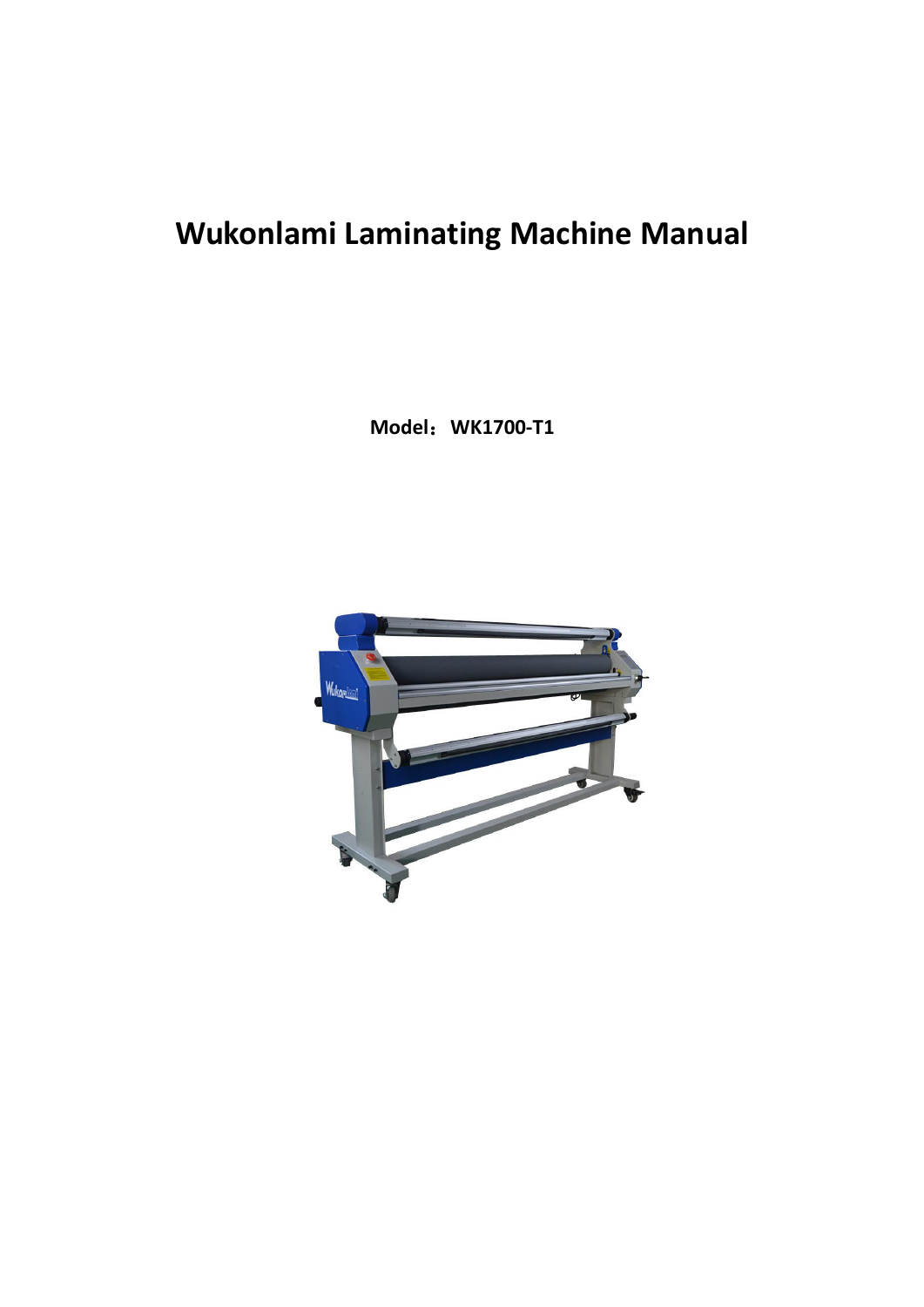# Wukonlami Laminating Machine Manual

**Model：WK1700-T1**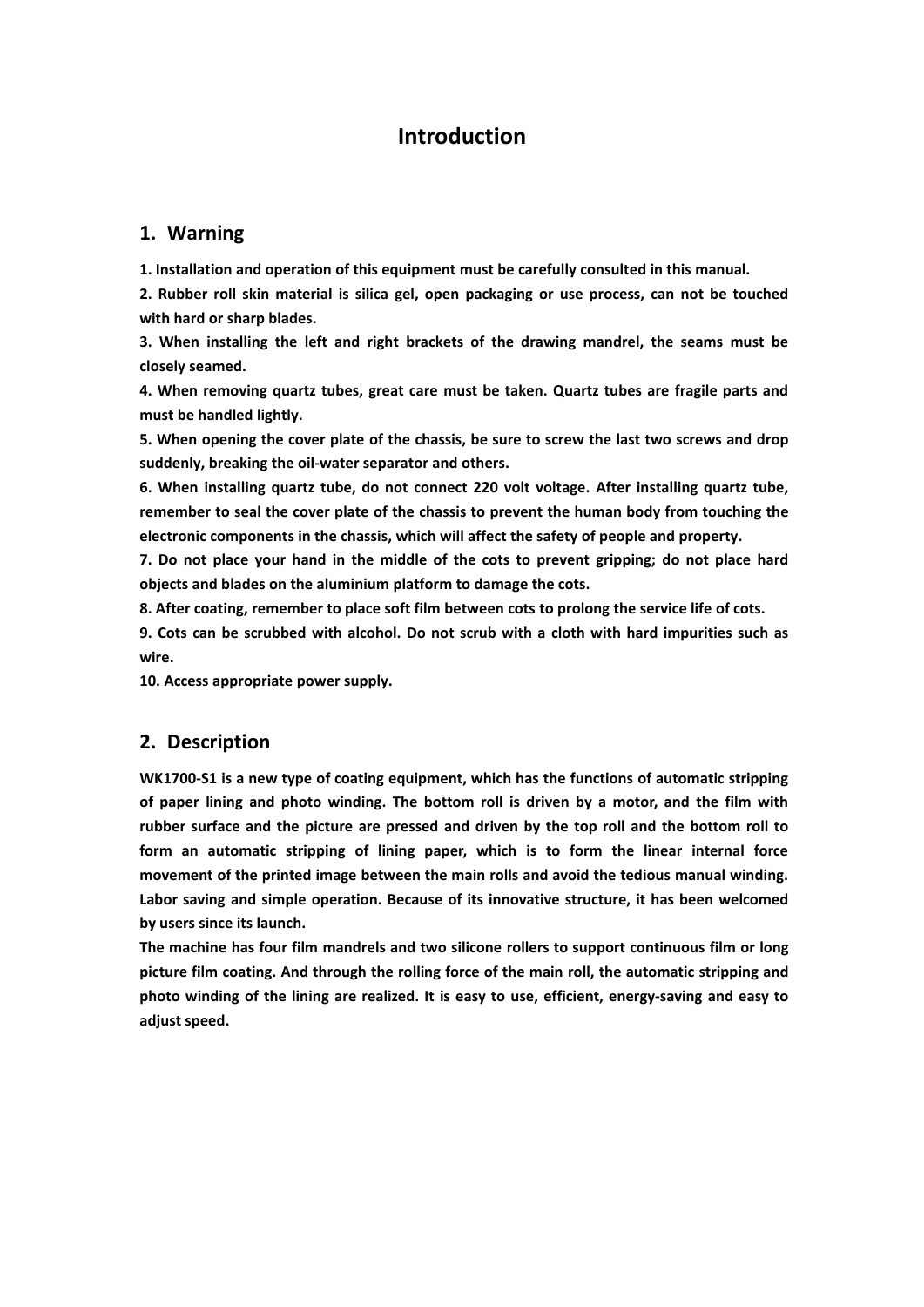# Introduction

## 1. Warning

**1. Installation and operation of this equipment must be carefully consulted in this manual.**
**2. Rubber roll skin material is silica gel, open packaging or use process, can not be touched with hard or sharp blades.**
**3. When installing the left and right brackets of the drawing mandrel, the seams must be closely seamed.**
**4. When removing quartz tubes, great care must be taken. Quartz tubes are fragile parts and must be handled lightly.**
**5. When opening the cover plate of the chassis, be sure to screw the last two screws and drop suddenly, breaking the oil-water separator and others.**
**6. When installing quartz tube, do not connect 220 volt voltage. After installing quartz tube, remember to seal the cover plate of the chassis to prevent the human body from touching the electronic components in the chassis, which will affect the safety of people and property.**
**7. Do not place your hand in the middle of the cots to prevent gripping; do not place hard objects and blades on the aluminium platform to damage the cots.**
**8. After coating, remember to place soft film between cots to prolong the service life of cots.**
**9. Cots can be scrubbed with alcohol. Do not scrub with a cloth with hard impurities such as wire.**
**10. Access appropriate power supply.**

## 2. Description

**WK1700-S1 is a new type of coating equipment, which has the functions of automatic stripping of paper lining and photo winding. The bottom roll is driven by a motor, and the film with rubber surface and the picture are pressed and driven by the top roll and the bottom roll to form an automatic stripping of lining paper, which is to form the linear internal force movement of the printed image between the main rolls and avoid the tedious manual winding. Labor saving and simple operation. Because of its innovative structure, it has been welcomed by users since its launch.**

**The machine has four film mandrels and two silicone rollers to support continuous film or long picture film coating. And through the rolling force of the main roll, the automatic stripping and photo winding of the lining are realized. It is easy to use, efficient, energy-saving and easy to adjust speed.**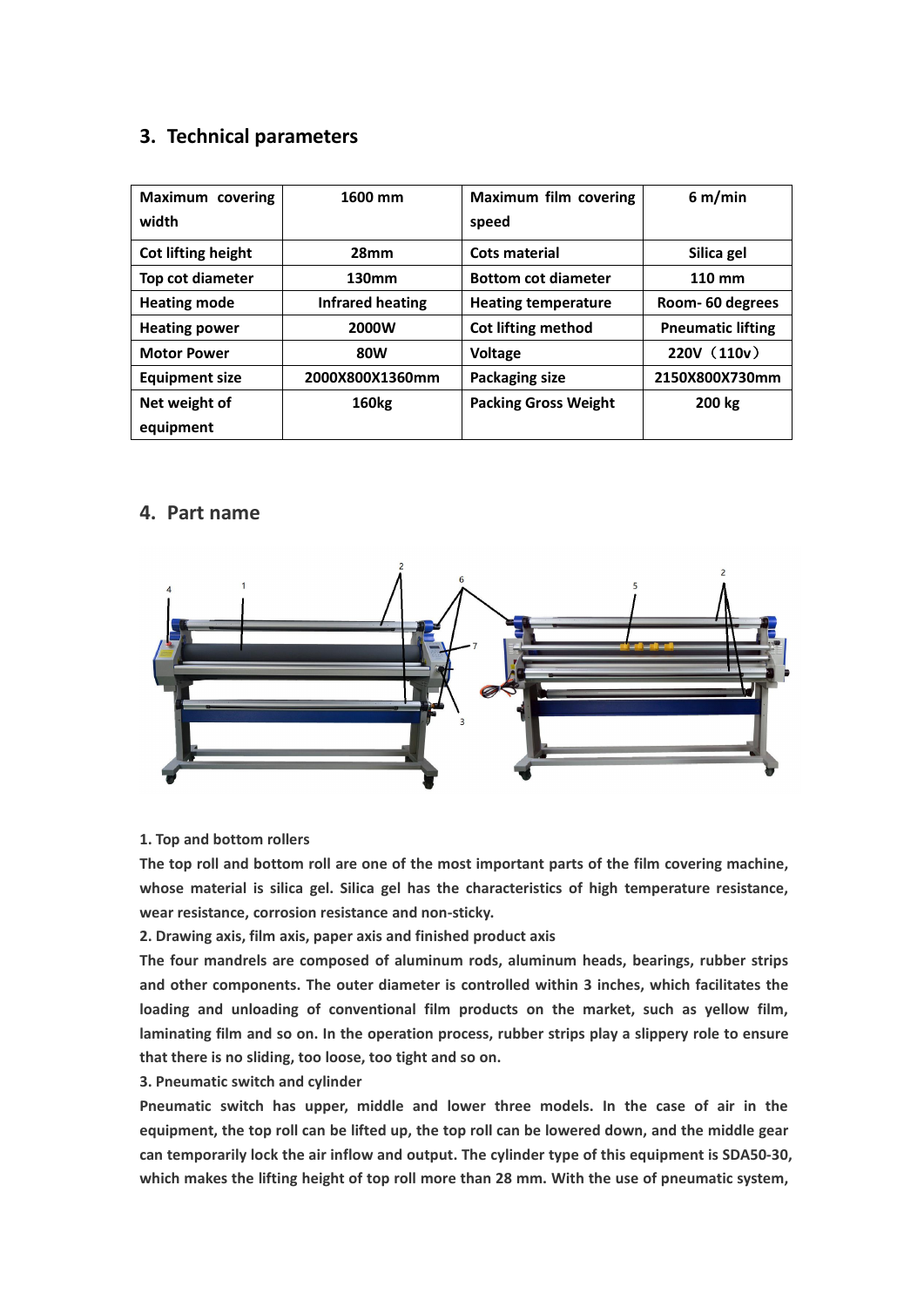## 3. Technical parameters

| Maximum covering width | 1600 mm | Maximum film covering speed | 6 m/min |
|---|---|---|---|
| Cot lifting height | 28mm | Cots material | Silica gel |
| Top cot diameter | 130mm | Bottom cot diameter | 110 mm |
| Heating mode | Infrared heating | Heating temperature | Room- 60 degrees |
| Heating power | 2000W | Cot lifting method | Pneumatic lifting |
| Motor Power | 80W | Voltage | 220V（110v） |
| Equipment size | 2000X800X1360mm | Packaging size | 2150X800X730mm |
| Net weight of equipment | 160kg | Packing Gross Weight | 200 kg |

## 4. Part name

**1. Top and bottom rollers**

**The top roll and bottom roll are one of the most important parts of the film covering machine, whose material is silica gel. Silica gel has the characteristics of high temperature resistance, wear resistance, corrosion resistance and non-sticky.**

**2. Drawing axis, film axis, paper axis and finished product axis**

**The four mandrels are composed of aluminum rods, aluminum heads, bearings, rubber strips and other components. The outer diameter is controlled within 3 inches, which facilitates the loading and unloading of conventional film products on the market, such as yellow film, laminating film and so on. In the operation process, rubber strips play a slippery role to ensure that there is no sliding, too loose, too tight and so on.**

**3. Pneumatic switch and cylinder**

**Pneumatic switch has upper, middle and lower three models. In the case of air in the equipment, the top roll can be lifted up, the top roll can be lowered down, and the middle gear can temporarily lock the air inflow and output. The cylinder type of this equipment is SDA50-30, which makes the lifting height of top roll more than 28 mm. With the use of pneumatic system,**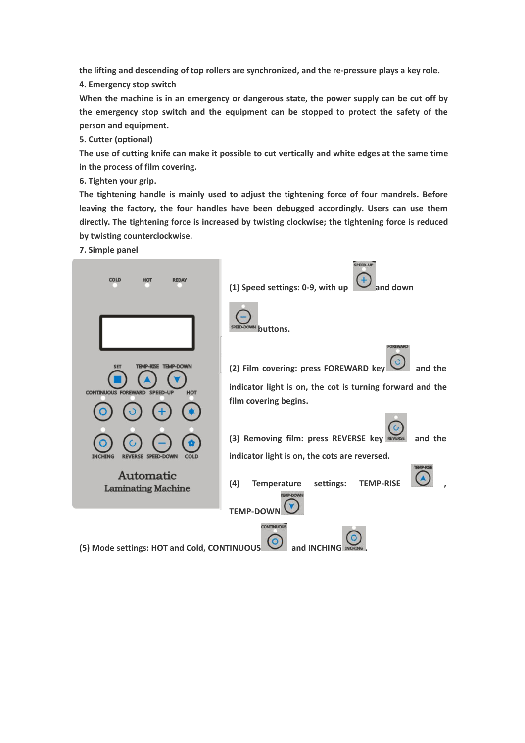the lifting and descending of top rollers are synchronized, and the re-pressure plays a key role.

**4. Emergency stop switch**

When the machine is in an emergency or dangerous state, the power supply can be cut off by the emergency stop switch and the equipment can be stopped to protect the safety of the person and equipment.

**5. Cutter (optional)**

The use of cutting knife can make it possible to cut vertically and white edges at the same time in the process of film covering.

**6. Tighten your grip.**

The tightening handle is mainly used to adjust the tightening force of four mandrels. Before leaving the factory, the four handles have been debugged accordingly. Users can use them directly. The tightening force is increased by twisting clockwise; the tightening force is reduced by twisting counterclockwise.

**7. Simple panel**

(1) Speed settings: 0-9, with up and down buttons.

(2) Film covering: press FOREWARD key and the indicator light is on, the cot is turning forward and the film covering begins.

(3) Removing film: press REVERSE key and the indicator light is on, the cots are reversed.

(4) Temperature settings: TEMP-RISE , TEMP-DOWN

(5) Mode settings: HOT and Cold, CONTINUOUS and INCHING .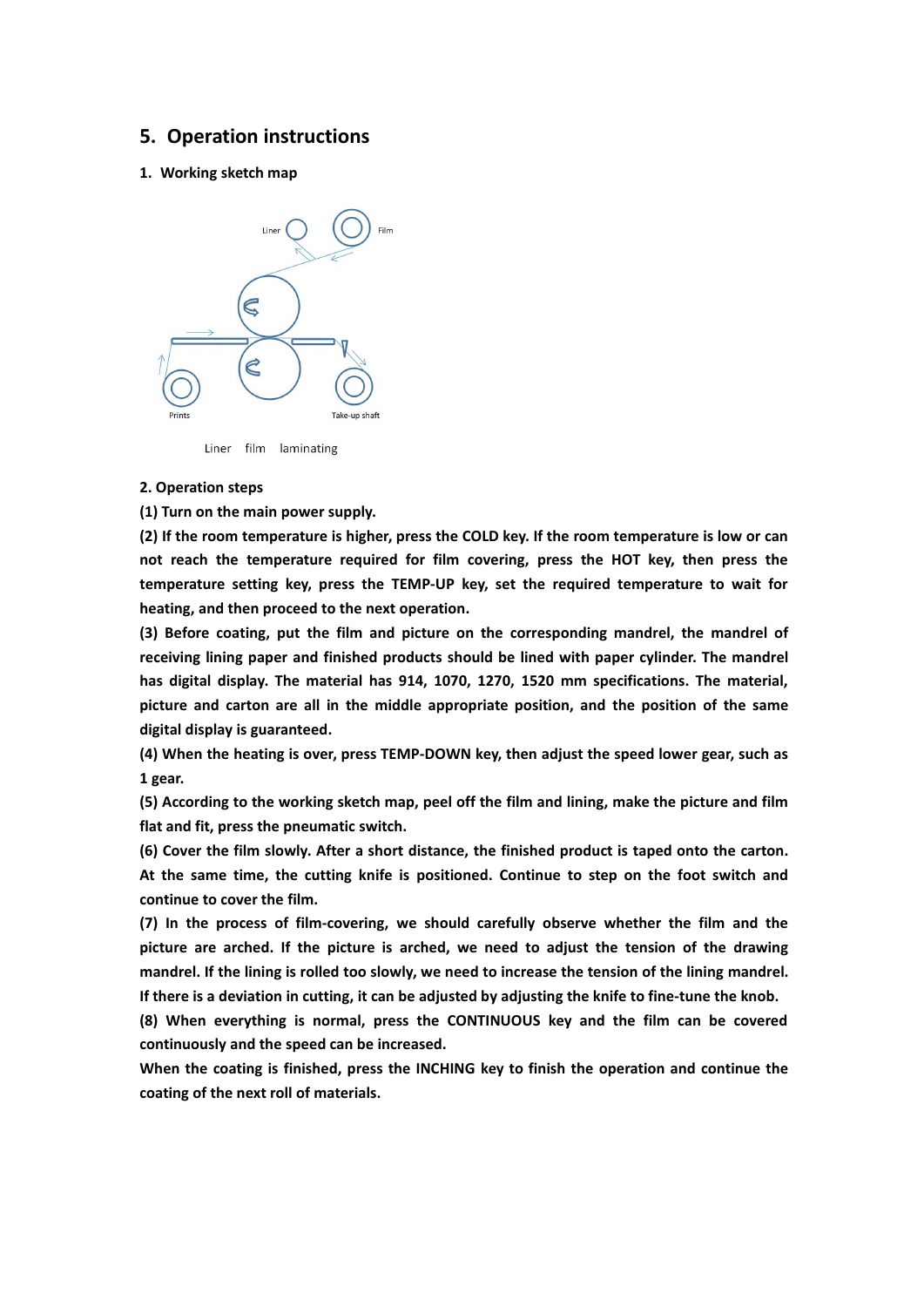## 5. Operation instructions

### 1. Working sketch map

Liner film laminating

### 2. Operation steps

**(1) Turn on the main power supply.**

**(2) If the room temperature is higher, press the COLD key. If the room temperature is low or can not reach the temperature required for film covering, press the HOT key, then press the temperature setting key, press the TEMP-UP key, set the required temperature to wait for heating, and then proceed to the next operation.**

**(3) Before coating, put the film and picture on the corresponding mandrel, the mandrel of receiving lining paper and finished products should be lined with paper cylinder. The mandrel has digital display. The material has 914, 1070, 1270, 1520 mm specifications. The material, picture and carton are all in the middle appropriate position, and the position of the same digital display is guaranteed.**

**(4) When the heating is over, press TEMP-DOWN key, then adjust the speed lower gear, such as 1 gear.**

**(5) According to the working sketch map, peel off the film and lining, make the picture and film flat and fit, press the pneumatic switch.**

**(6) Cover the film slowly. After a short distance, the finished product is taped onto the carton. At the same time, the cutting knife is positioned. Continue to step on the foot switch and continue to cover the film.**

**(7) In the process of film-covering, we should carefully observe whether the film and the picture are arched. If the picture is arched, we need to adjust the tension of the drawing mandrel. If the lining is rolled too slowly, we need to increase the tension of the lining mandrel. If there is a deviation in cutting, it can be adjusted by adjusting the knife to fine-tune the knob.**

**(8) When everything is normal, press the CONTINUOUS key and the film can be covered continuously and the speed can be increased.**

**When the coating is finished, press the INCHING key to finish the operation and continue the coating of the next roll of materials.**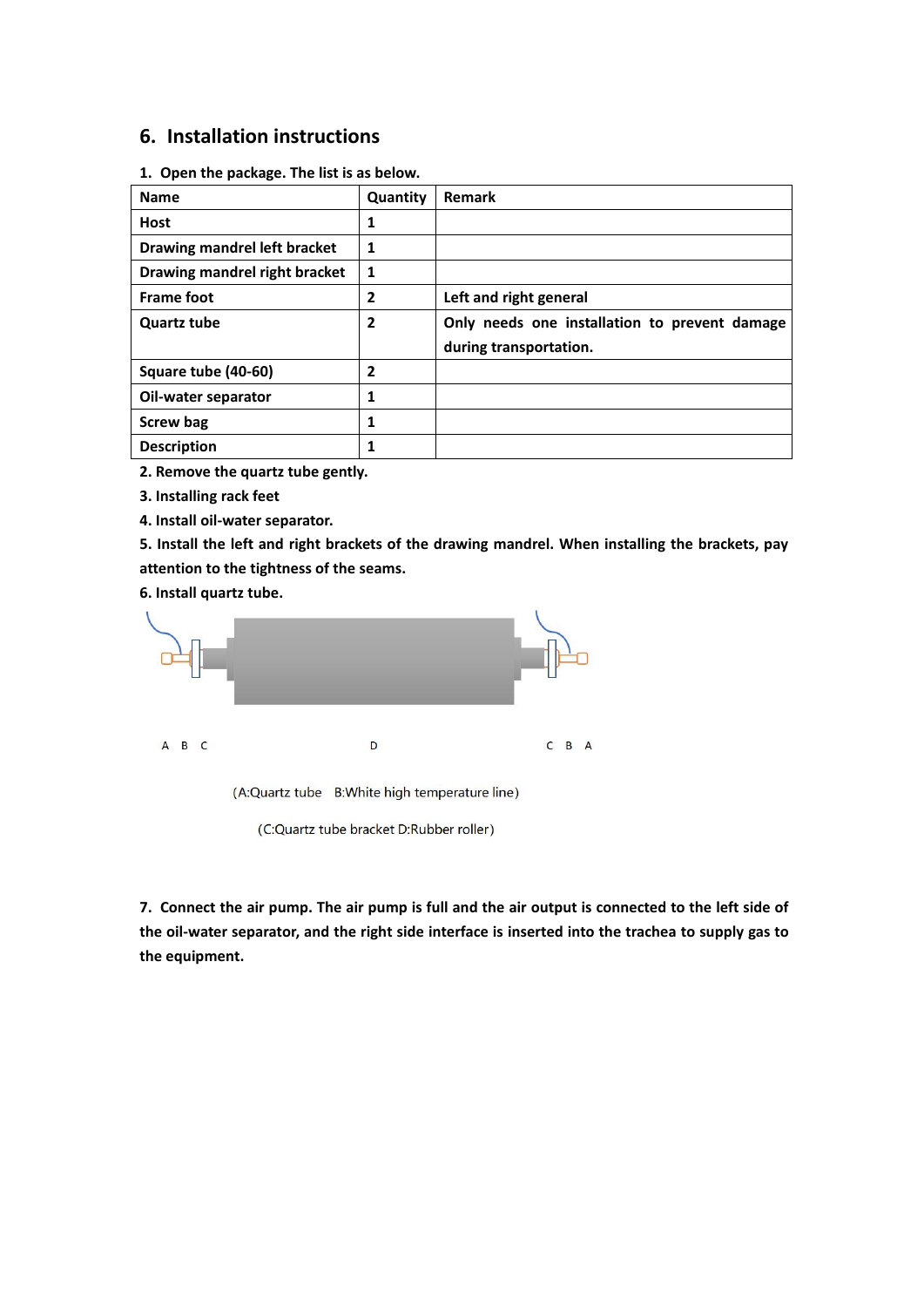## 6. Installation instructions

**1. Open the package. The list is as below.**

| Name | Quantity | Remark |
|---|---|---|
| Host | 1 | |
| Drawing mandrel left bracket | 1 | |
| Drawing mandrel right bracket | 1 | |
| Frame foot | 2 | Left and right general |
| Quartz tube | 2 | Only needs one installation to prevent damage during transportation. |
| Square tube (40-60) | 2 | |
| Oil-water separator | 1 | |
| Screw bag | 1 | |
| Description | 1 | |

**2. Remove the quartz tube gently.**

**3. Installing rack feet**

**4. Install oil-water separator.**

**5. Install the left and right brackets of the drawing mandrel. When installing the brackets, pay attention to the tightness of the seams.**

**6. Install quartz tube.**

A B C D C B A

(A:Quartz tube B:White high temperature line)

(C:Quartz tube bracket D:Rubber roller)

**7. Connect the air pump. The air pump is full and the air output is connected to the left side of the oil-water separator, and the right side interface is inserted into the trachea to supply gas to the equipment.**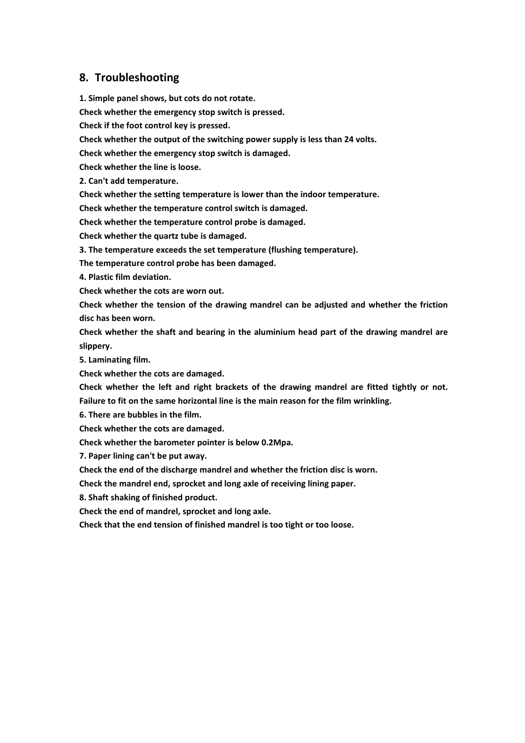## 8. Troubleshooting

**1. Simple panel shows, but cots do not rotate.**

**Check whether the emergency stop switch is pressed.**

**Check if the foot control key is pressed.**

**Check whether the output of the switching power supply is less than 24 volts.**

**Check whether the emergency stop switch is damaged.**

**Check whether the line is loose.**

**2. Can't add temperature.**

**Check whether the setting temperature is lower than the indoor temperature.**

**Check whether the temperature control switch is damaged.**

**Check whether the temperature control probe is damaged.**

**Check whether the quartz tube is damaged.**

**3. The temperature exceeds the set temperature (flushing temperature).**

**The temperature control probe has been damaged.**

**4. Plastic film deviation.**

**Check whether the cots are worn out.**

**Check whether the tension of the drawing mandrel can be adjusted and whether the friction disc has been worn.**

**Check whether the shaft and bearing in the aluminium head part of the drawing mandrel are slippery.**

**5. Laminating film.**

**Check whether the cots are damaged.**

**Check whether the left and right brackets of the drawing mandrel are fitted tightly or not. Failure to fit on the same horizontal line is the main reason for the film wrinkling.**

**6. There are bubbles in the film.**

**Check whether the cots are damaged.**

**Check whether the barometer pointer is below 0.2Mpa.**

**7. Paper lining can't be put away.**

**Check the end of the discharge mandrel and whether the friction disc is worn.**

**Check the mandrel end, sprocket and long axle of receiving lining paper.**

**8. Shaft shaking of finished product.**

**Check the end of mandrel, sprocket and long axle.**

**Check that the end tension of finished mandrel is too tight or too loose.**